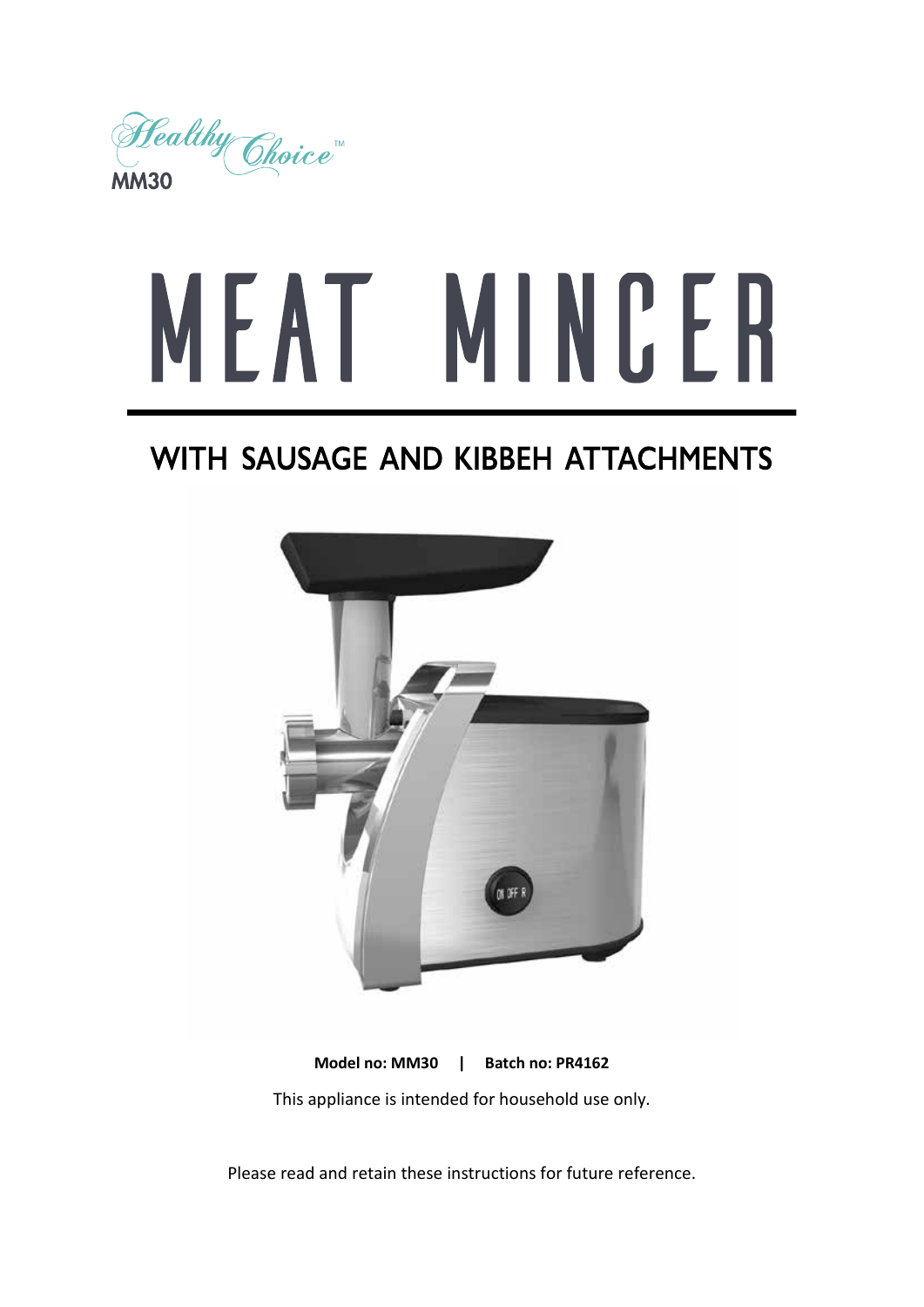Healthy Choice™

**MM30**

# MEAT MINCER

## WITH SAUSAGE AND KIBBEH ATTACHMENTS

**Model no: MM30 | Batch no: PR4162**

This appliance is intended for household use only.

Please read and retain these instructions for future reference.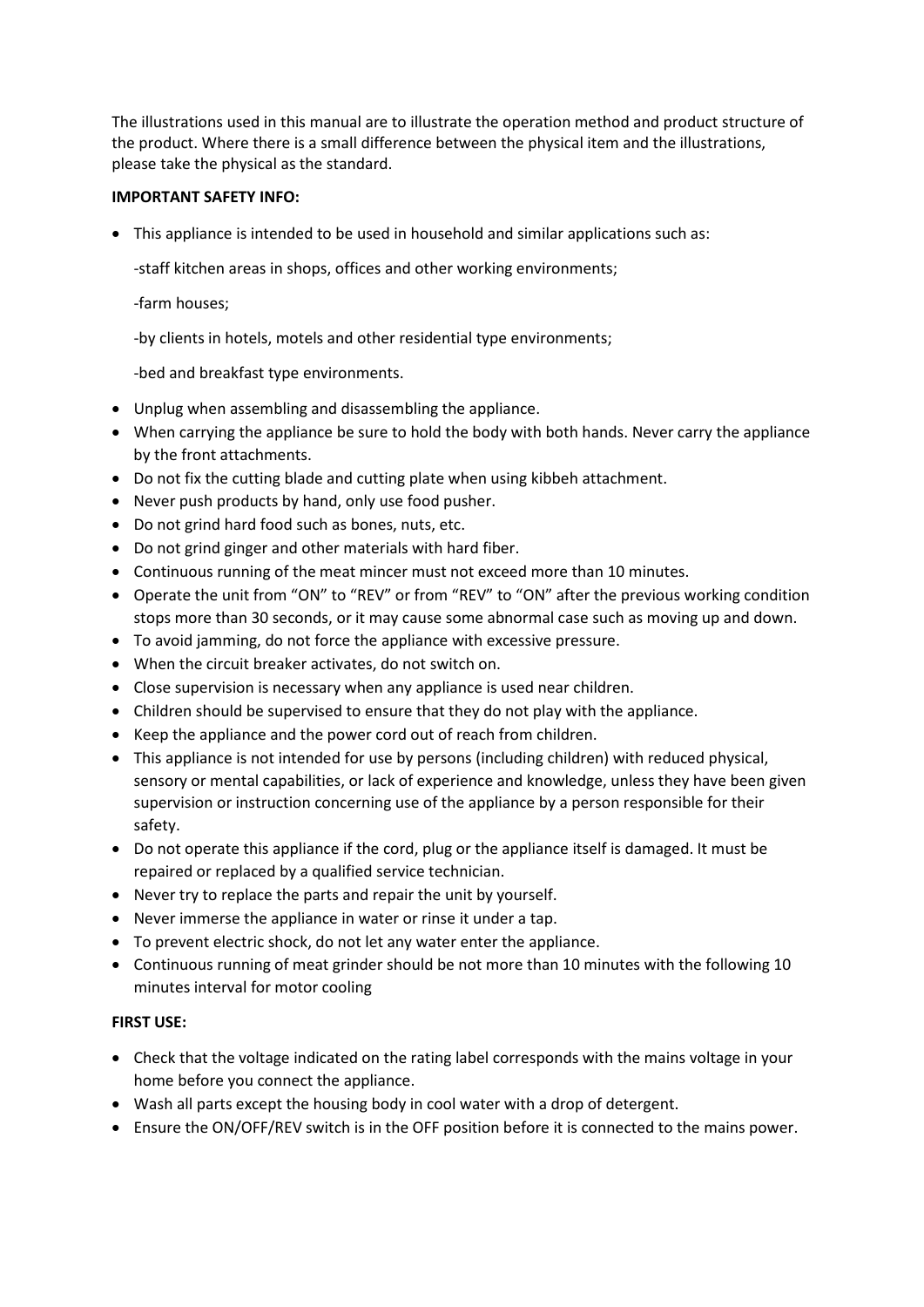The illustrations used in this manual are to illustrate the operation method and product structure of the product. Where there is a small difference between the physical item and the illustrations, please take the physical as the standard.

**IMPORTANT SAFETY INFO:**

- This appliance is intended to be used in household and similar applications such as:

  -staff kitchen areas in shops, offices and other working environments;

  -farm houses;

  -by clients in hotels, motels and other residential type environments;

  -bed and breakfast type environments.

- Unplug when assembling and disassembling the appliance.
- When carrying the appliance be sure to hold the body with both hands. Never carry the appliance by the front attachments.
- Do not fix the cutting blade and cutting plate when using kibbeh attachment.
- Never push products by hand, only use food pusher.
- Do not grind hard food such as bones, nuts, etc.
- Do not grind ginger and other materials with hard fiber.
- Continuous running of the meat mincer must not exceed more than 10 minutes.
- Operate the unit from "ON" to "REV" or from "REV" to "ON" after the previous working condition stops more than 30 seconds, or it may cause some abnormal case such as moving up and down.
- To avoid jamming, do not force the appliance with excessive pressure.
- When the circuit breaker activates, do not switch on.
- Close supervision is necessary when any appliance is used near children.
- Children should be supervised to ensure that they do not play with the appliance.
- Keep the appliance and the power cord out of reach from children.
- This appliance is not intended for use by persons (including children) with reduced physical, sensory or mental capabilities, or lack of experience and knowledge, unless they have been given supervision or instruction concerning use of the appliance by a person responsible for their safety.
- Do not operate this appliance if the cord, plug or the appliance itself is damaged. It must be repaired or replaced by a qualified service technician.
- Never try to replace the parts and repair the unit by yourself.
- Never immerse the appliance in water or rinse it under a tap.
- To prevent electric shock, do not let any water enter the appliance.
- Continuous running of meat grinder should be not more than 10 minutes with the following 10 minutes interval for motor cooling

**FIRST USE:**

- Check that the voltage indicated on the rating label corresponds with the mains voltage in your home before you connect the appliance.
- Wash all parts except the housing body in cool water with a drop of detergent.
- Ensure the ON/OFF/REV switch is in the OFF position before it is connected to the mains power.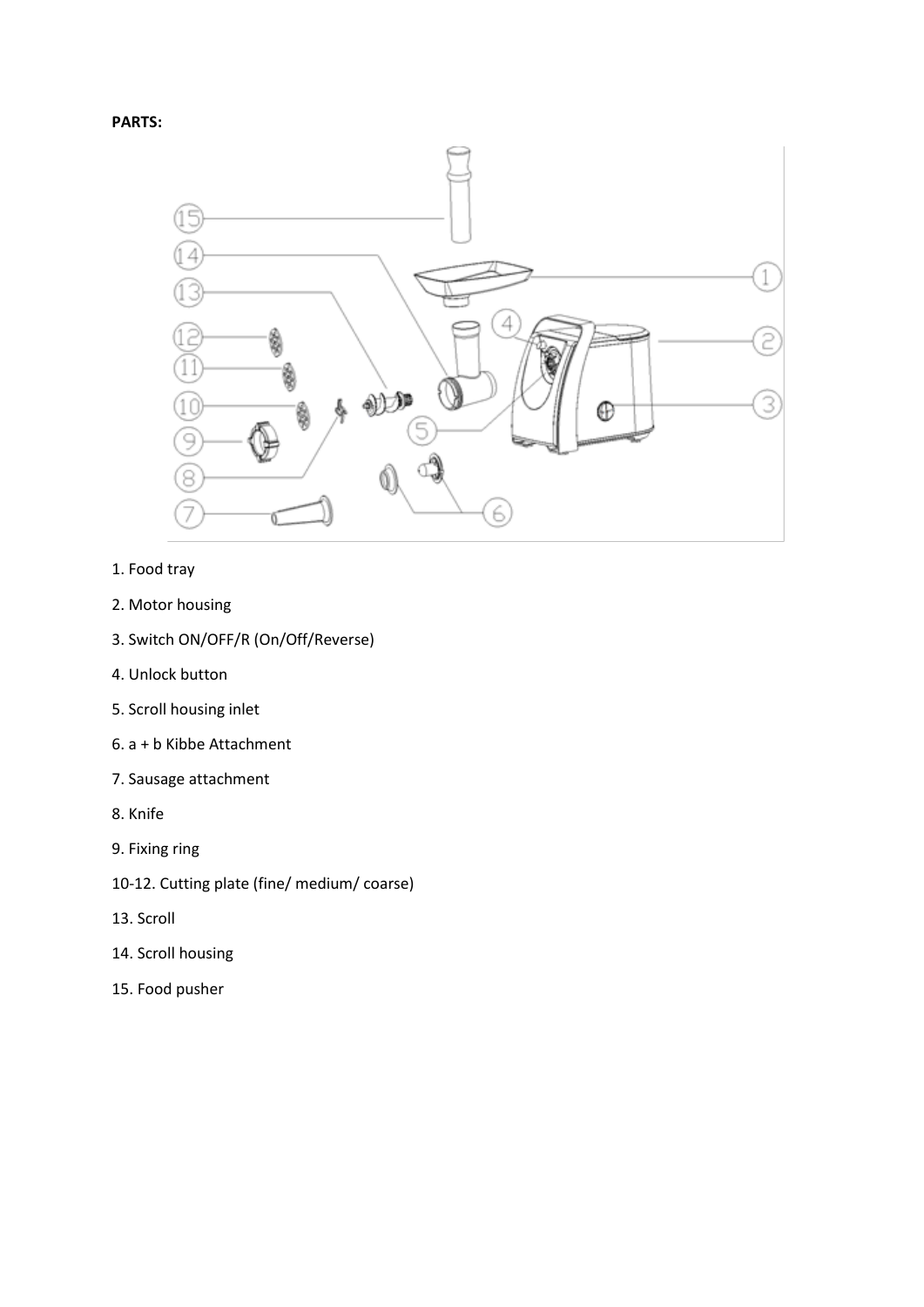**PARTS:**

1. Food tray
2. Motor housing
3. Switch ON/OFF/R (On/Off/Reverse)
4. Unlock button
5. Scroll housing inlet
6. a + b Kibbe Attachment
7. Sausage attachment
8. Knife
9. Fixing ring

10-12. Cutting plate (fine/ medium/ coarse)

13. Scroll
14. Scroll housing
15. Food pusher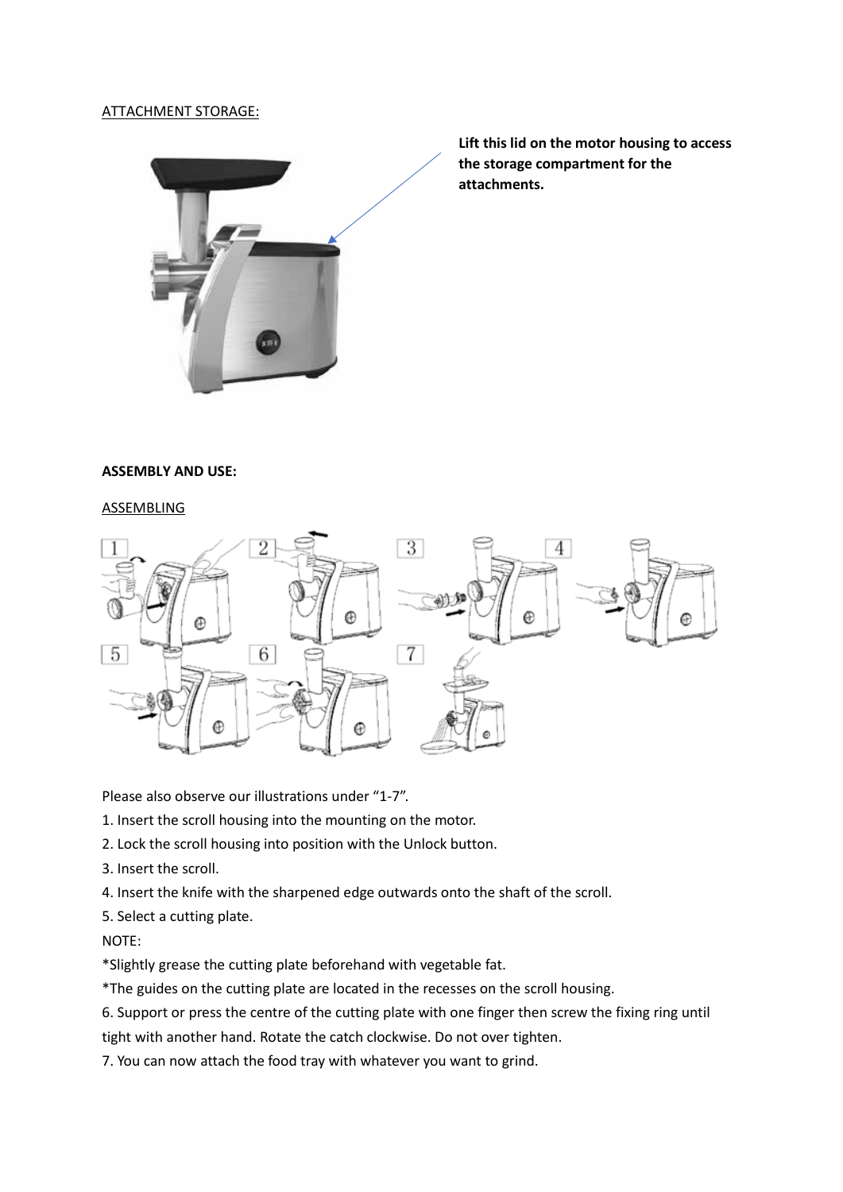ATTACHMENT STORAGE:

**Lift this lid on the motor housing to access the storage compartment for the attachments.**

**ASSEMBLY AND USE:**

ASSEMBLING

Please also observe our illustrations under “1-7”.

1. Insert the scroll housing into the mounting on the motor.
2. Lock the scroll housing into position with the Unlock button.
3. Insert the scroll.
4. Insert the knife with the sharpened edge outwards onto the shaft of the scroll.
5. Select a cutting plate.

NOTE:

*Slightly grease the cutting plate beforehand with vegetable fat.

*The guides on the cutting plate are located in the recesses on the scroll housing.

6. Support or press the centre of the cutting plate with one finger then screw the fixing ring until tight with another hand. Rotate the catch clockwise. Do not over tighten.
7. You can now attach the food tray with whatever you want to grind.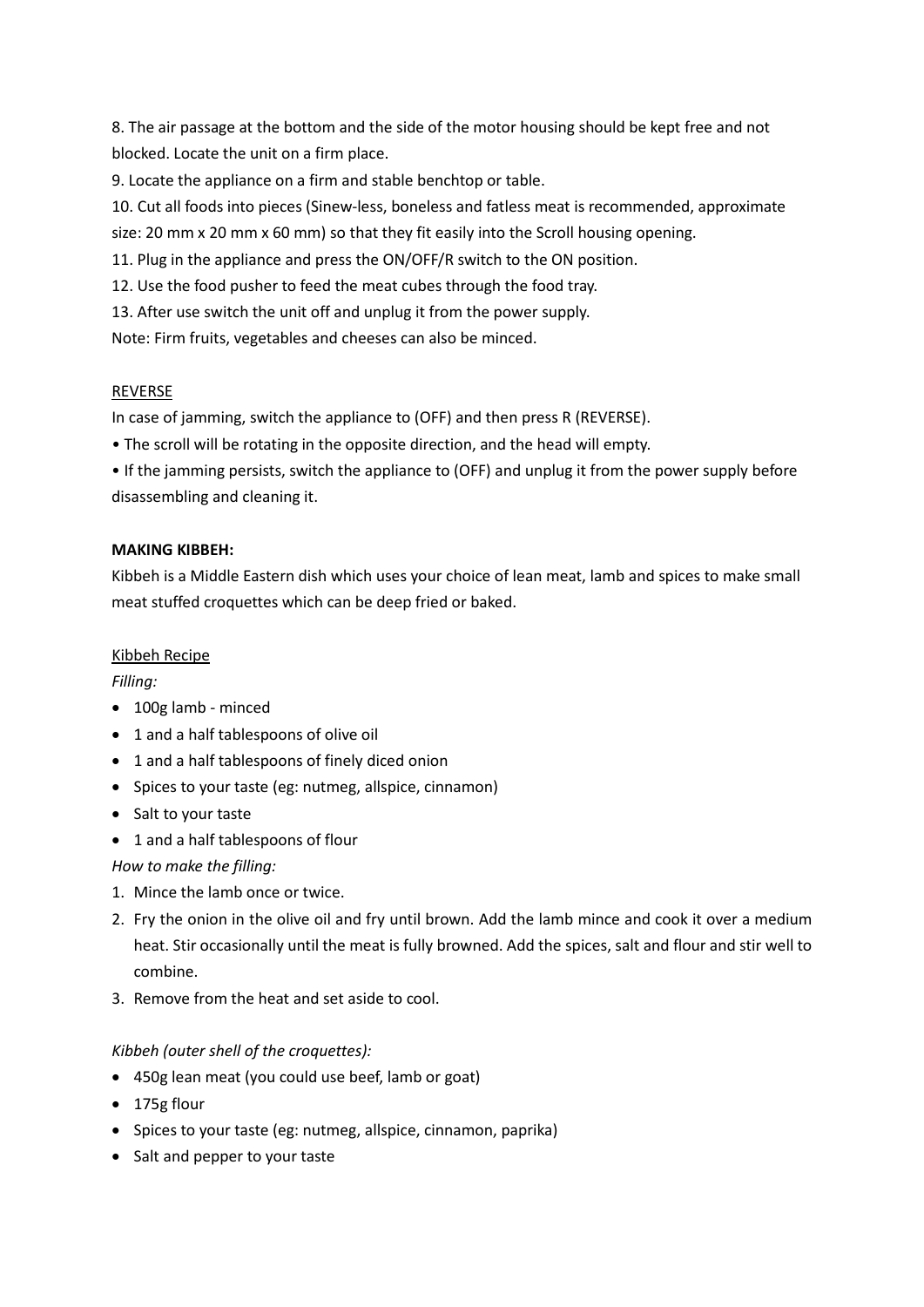8. The air passage at the bottom and the side of the motor housing should be kept free and not blocked. Locate the unit on a firm place.

9. Locate the appliance on a firm and stable benchtop or table.

10. Cut all foods into pieces (Sinew-less, boneless and fatless meat is recommended, approximate size: 20 mm x 20 mm x 60 mm) so that they fit easily into the Scroll housing opening.

11. Plug in the appliance and press the ON/OFF/R switch to the ON position.

12. Use the food pusher to feed the meat cubes through the food tray.

13. After use switch the unit off and unplug it from the power supply.

Note: Firm fruits, vegetables and cheeses can also be minced.

REVERSE

In case of jamming, switch the appliance to (OFF) and then press R (REVERSE).

• The scroll will be rotating in the opposite direction, and the head will empty.

• If the jamming persists, switch the appliance to (OFF) and unplug it from the power supply before disassembling and cleaning it.

**MAKING KIBBEH:**

Kibbeh is a Middle Eastern dish which uses your choice of lean meat, lamb and spices to make small meat stuffed croquettes which can be deep fried or baked.

Kibbeh Recipe

*Filling:*

- 100g lamb - minced
- 1 and a half tablespoons of olive oil
- 1 and a half tablespoons of finely diced onion
- Spices to your taste (eg: nutmeg, allspice, cinnamon)
- Salt to your taste
- 1 and a half tablespoons of flour

*How to make the filling:*

1. Mince the lamb once or twice.
2. Fry the onion in the olive oil and fry until brown. Add the lamb mince and cook it over a medium heat. Stir occasionally until the meat is fully browned. Add the spices, salt and flour and stir well to combine.
3. Remove from the heat and set aside to cool.

*Kibbeh (outer shell of the croquettes):*

- 450g lean meat (you could use beef, lamb or goat)
- 175g flour
- Spices to your taste (eg: nutmeg, allspice, cinnamon, paprika)
- Salt and pepper to your taste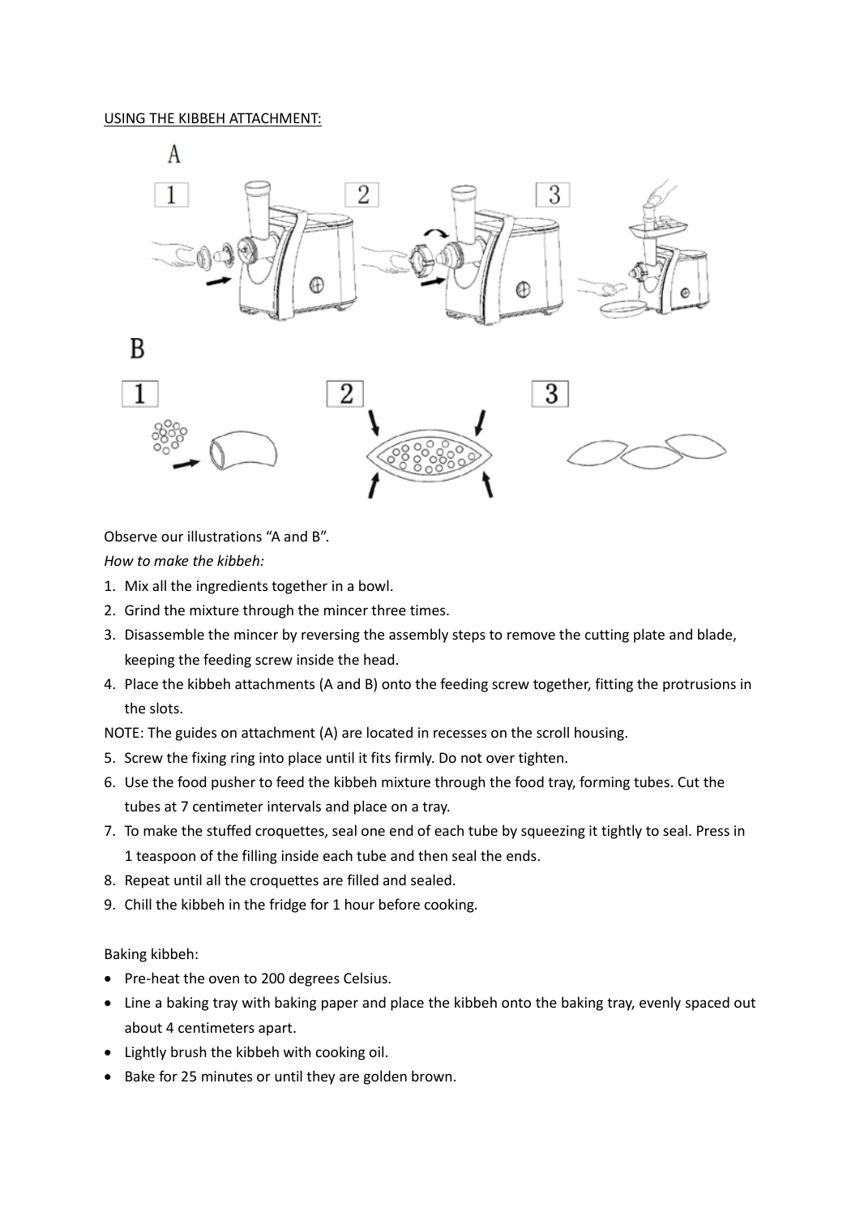USING THE KIBBEH ATTACHMENT:

Observe our illustrations “A and B”.

*How to make the kibbeh:*

1. Mix all the ingredients together in a bowl.
2. Grind the mixture through the mincer three times.
3. Disassemble the mincer by reversing the assembly steps to remove the cutting plate and blade, keeping the feeding screw inside the head.
4. Place the kibbeh attachments (A and B) onto the feeding screw together, fitting the protrusions in the slots.

NOTE: The guides on attachment (A) are located in recesses on the scroll housing.

5. Screw the fixing ring into place until it fits firmly. Do not over tighten.
6. Use the food pusher to feed the kibbeh mixture through the food tray, forming tubes. Cut the tubes at 7 centimeter intervals and place on a tray.
7. To make the stuffed croquettes, seal one end of each tube by squeezing it tightly to seal. Press in 1 teaspoon of the filling inside each tube and then seal the ends.
8. Repeat until all the croquettes are filled and sealed.
9. Chill the kibbeh in the fridge for 1 hour before cooking.

Baking kibbeh:

- Pre-heat the oven to 200 degrees Celsius.
- Line a baking tray with baking paper and place the kibbeh onto the baking tray, evenly spaced out about 4 centimeters apart.
- Lightly brush the kibbeh with cooking oil.
- Bake for 25 minutes or until they are golden brown.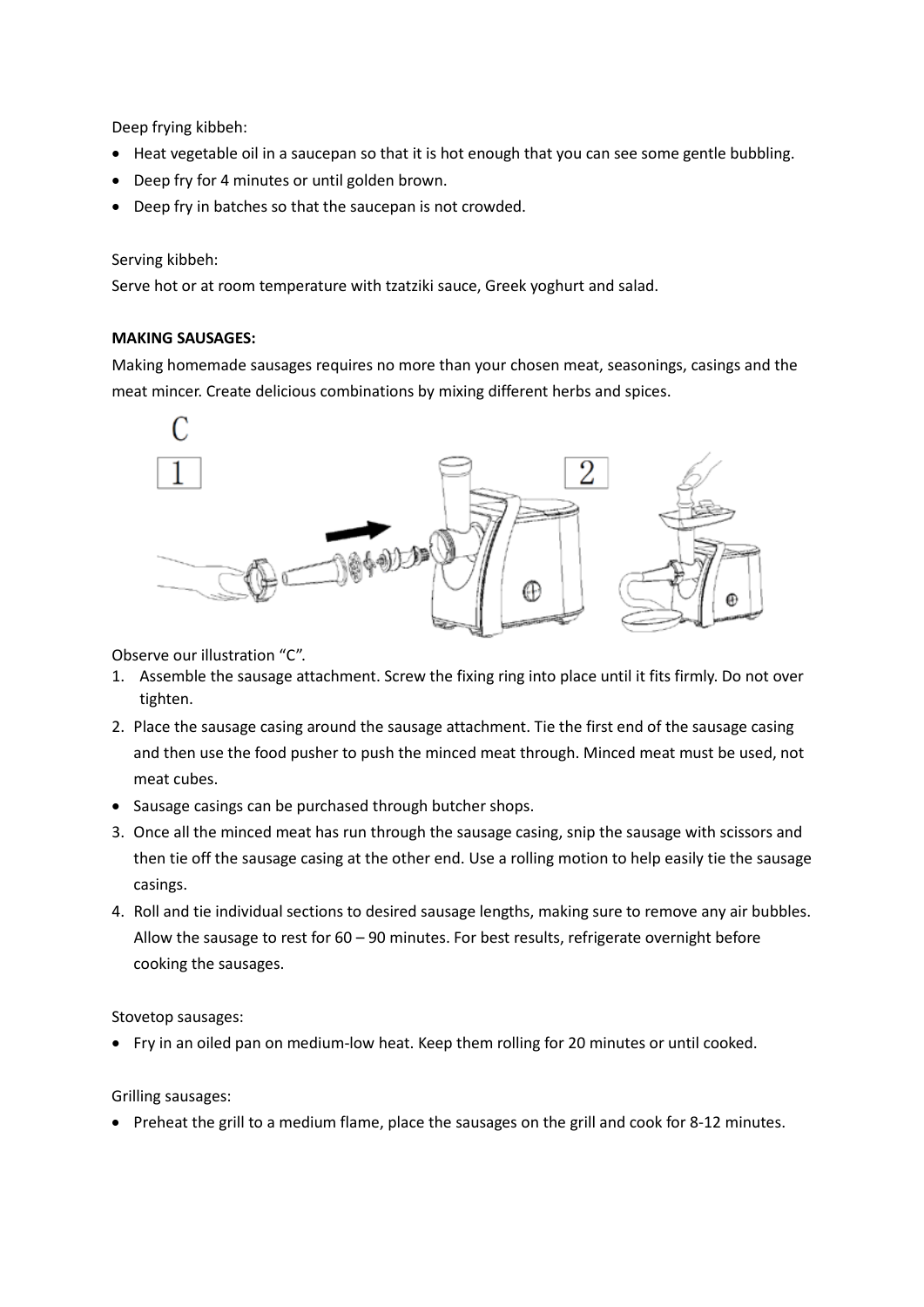Deep frying kibbeh:

- Heat vegetable oil in a saucepan so that it is hot enough that you can see some gentle bubbling.
- Deep fry for 4 minutes or until golden brown.
- Deep fry in batches so that the saucepan is not crowded.

Serving kibbeh:

Serve hot or at room temperature with tzatziki sauce, Greek yoghurt and salad.

**MAKING SAUSAGES:**

Making homemade sausages requires no more than your chosen meat, seasonings, casings and the meat mincer. Create delicious combinations by mixing different herbs and spices.

Observe our illustration "C".

1. Assemble the sausage attachment. Screw the fixing ring into place until it fits firmly. Do not over tighten.
2. Place the sausage casing around the sausage attachment. Tie the first end of the sausage casing and then use the food pusher to push the minced meat through. Minced meat must be used, not meat cubes.

- Sausage casings can be purchased through butcher shops.

3. Once all the minced meat has run through the sausage casing, snip the sausage with scissors and then tie off the sausage casing at the other end. Use a rolling motion to help easily tie the sausage casings.
4. Roll and tie individual sections to desired sausage lengths, making sure to remove any air bubbles. Allow the sausage to rest for 60 – 90 minutes. For best results, refrigerate overnight before cooking the sausages.

Stovetop sausages:

- Fry in an oiled pan on medium-low heat. Keep them rolling for 20 minutes or until cooked.

Grilling sausages:

- Preheat the grill to a medium flame, place the sausages on the grill and cook for 8-12 minutes.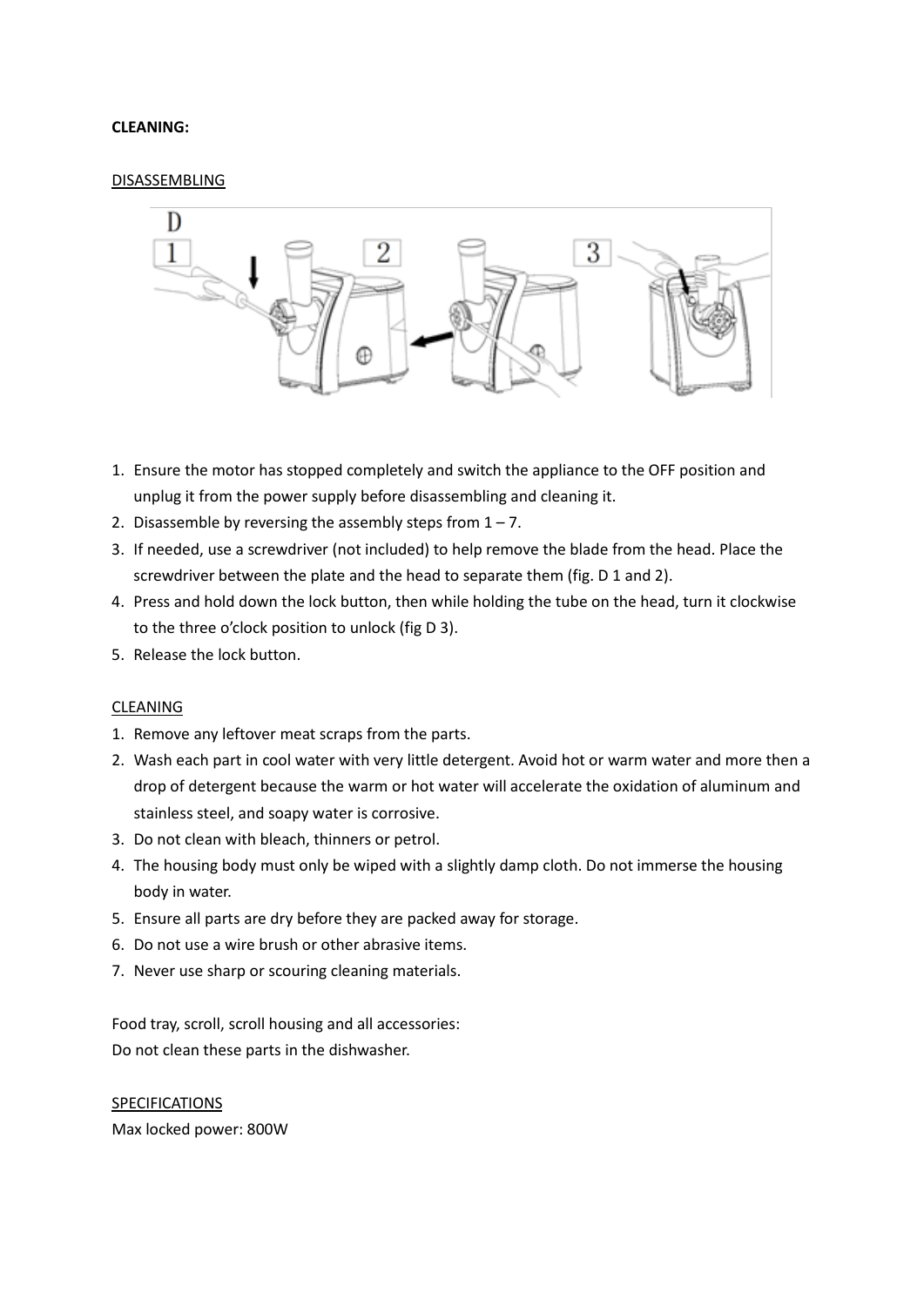**CLEANING:**

DISASSEMBLING

1. Ensure the motor has stopped completely and switch the appliance to the OFF position and unplug it from the power supply before disassembling and cleaning it.
2. Disassemble by reversing the assembly steps from 1 – 7.
3. If needed, use a screwdriver (not included) to help remove the blade from the head. Place the screwdriver between the plate and the head to separate them (fig. D 1 and 2).
4. Press and hold down the lock button, then while holding the tube on the head, turn it clockwise to the three o'clock position to unlock (fig D 3).
5. Release the lock button.

CLEANING

1. Remove any leftover meat scraps from the parts.
2. Wash each part in cool water with very little detergent. Avoid hot or warm water and more then a drop of detergent because the warm or hot water will accelerate the oxidation of aluminum and stainless steel, and soapy water is corrosive.
3. Do not clean with bleach, thinners or petrol.
4. The housing body must only be wiped with a slightly damp cloth. Do not immerse the housing body in water.
5. Ensure all parts are dry before they are packed away for storage.
6. Do not use a wire brush or other abrasive items.
7. Never use sharp or scouring cleaning materials.

Food tray, scroll, scroll housing and all accessories:
Do not clean these parts in the dishwasher.

SPECIFICATIONS

Max locked power: 800W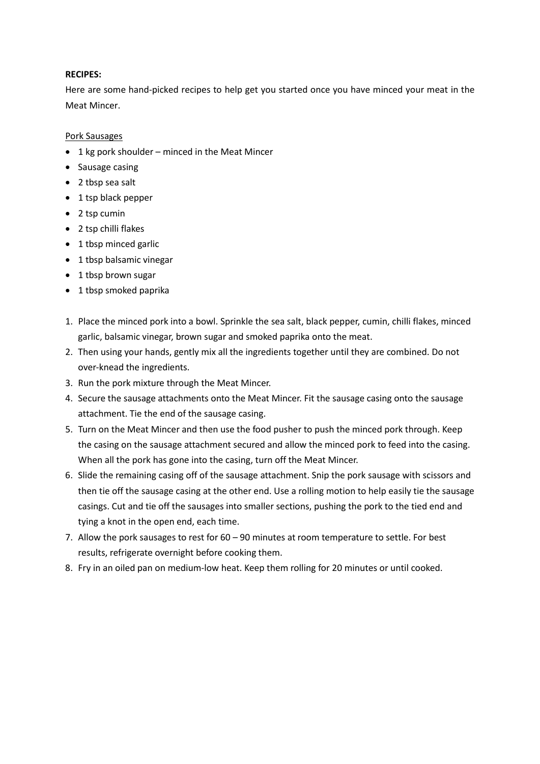**RECIPES:**

Here are some hand-picked recipes to help get you started once you have minced your meat in the Meat Mincer.

Pork Sausages

- 1 kg pork shoulder – minced in the Meat Mincer
- Sausage casing
- 2 tbsp sea salt
- 1 tsp black pepper
- 2 tsp cumin
- 2 tsp chilli flakes
- 1 tbsp minced garlic
- 1 tbsp balsamic vinegar
- 1 tbsp brown sugar
- 1 tbsp smoked paprika

1. Place the minced pork into a bowl. Sprinkle the sea salt, black pepper, cumin, chilli flakes, minced garlic, balsamic vinegar, brown sugar and smoked paprika onto the meat.
2. Then using your hands, gently mix all the ingredients together until they are combined. Do not over-knead the ingredients.
3. Run the pork mixture through the Meat Mincer.
4. Secure the sausage attachments onto the Meat Mincer. Fit the sausage casing onto the sausage attachment. Tie the end of the sausage casing.
5. Turn on the Meat Mincer and then use the food pusher to push the minced pork through. Keep the casing on the sausage attachment secured and allow the minced pork to feed into the casing. When all the pork has gone into the casing, turn off the Meat Mincer.
6. Slide the remaining casing off of the sausage attachment. Snip the pork sausage with scissors and then tie off the sausage casing at the other end. Use a rolling motion to help easily tie the sausage casings. Cut and tie off the sausages into smaller sections, pushing the pork to the tied end and tying a knot in the open end, each time.
7. Allow the pork sausages to rest for 60 – 90 minutes at room temperature to settle. For best results, refrigerate overnight before cooking them.
8. Fry in an oiled pan on medium-low heat. Keep them rolling for 20 minutes or until cooked.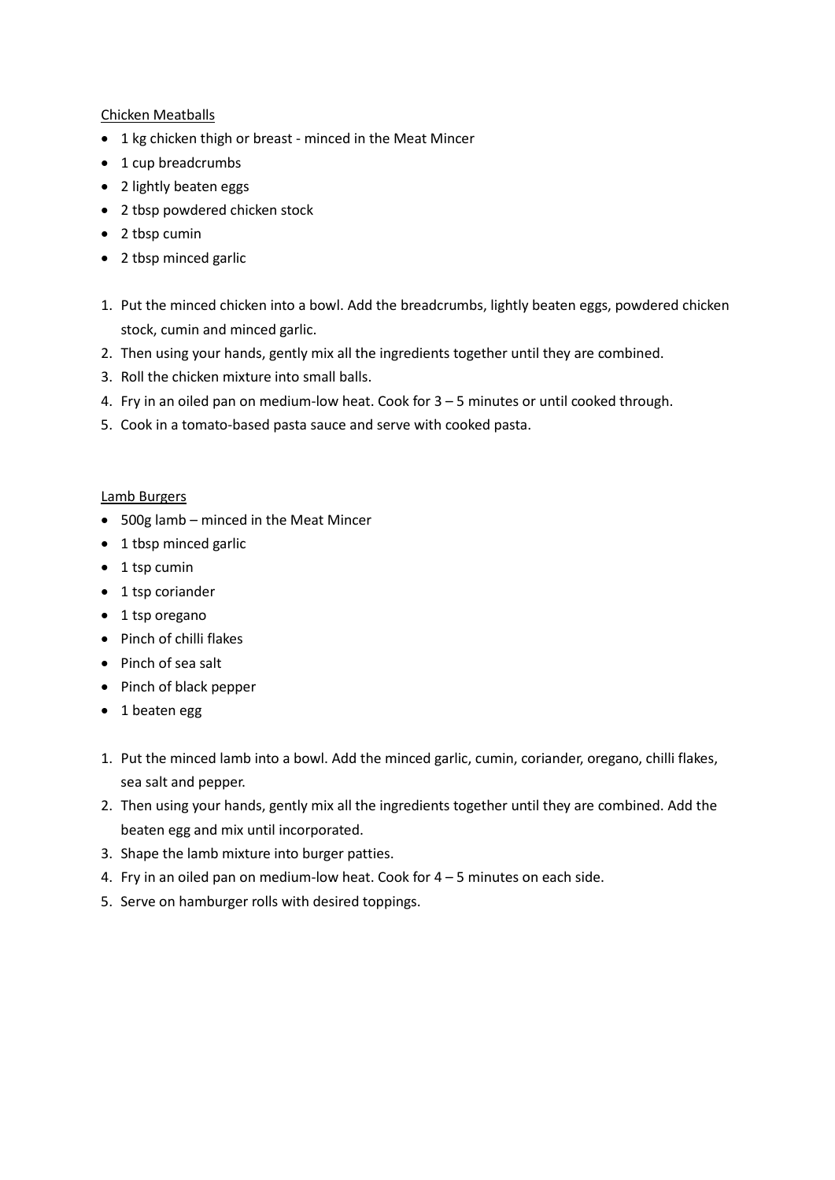<u>Chicken Meatballs</u>

- 1 kg chicken thigh or breast - minced in the Meat Mincer
- 1 cup breadcrumbs
- 2 lightly beaten eggs
- 2 tbsp powdered chicken stock
- 2 tbsp cumin
- 2 tbsp minced garlic

1. Put the minced chicken into a bowl. Add the breadcrumbs, lightly beaten eggs, powdered chicken stock, cumin and minced garlic.
2. Then using your hands, gently mix all the ingredients together until they are combined.
3. Roll the chicken mixture into small balls.
4. Fry in an oiled pan on medium-low heat. Cook for 3 – 5 minutes or until cooked through.
5. Cook in a tomato-based pasta sauce and serve with cooked pasta.

<u>Lamb Burgers</u>

- 500g lamb – minced in the Meat Mincer
- 1 tbsp minced garlic
- 1 tsp cumin
- 1 tsp coriander
- 1 tsp oregano
- Pinch of chilli flakes
- Pinch of sea salt
- Pinch of black pepper
- 1 beaten egg

1. Put the minced lamb into a bowl. Add the minced garlic, cumin, coriander, oregano, chilli flakes, sea salt and pepper.
2. Then using your hands, gently mix all the ingredients together until they are combined. Add the beaten egg and mix until incorporated.
3. Shape the lamb mixture into burger patties.
4. Fry in an oiled pan on medium-low heat. Cook for 4 – 5 minutes on each side.
5. Serve on hamburger rolls with desired toppings.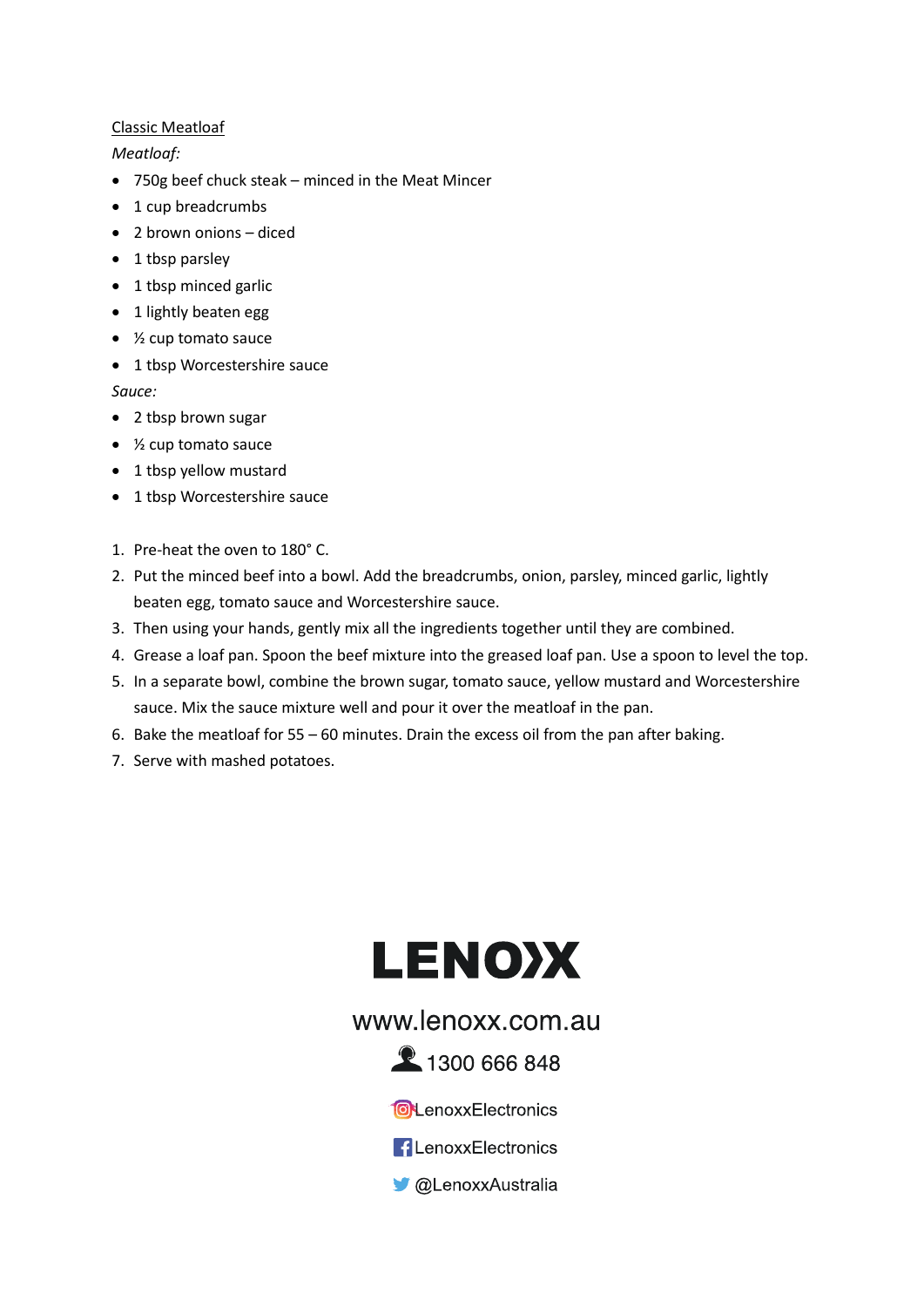## Classic Meatloaf

*Meatloaf:*

- 750g beef chuck steak – minced in the Meat Mincer
- 1 cup breadcrumbs
- 2 brown onions – diced
- 1 tbsp parsley
- 1 tbsp minced garlic
- 1 lightly beaten egg
- ½ cup tomato sauce
- 1 tbsp Worcestershire sauce

*Sauce:*

- 2 tbsp brown sugar
- ½ cup tomato sauce
- 1 tbsp yellow mustard
- 1 tbsp Worcestershire sauce

1. Pre-heat the oven to 180° C.
2. Put the minced beef into a bowl. Add the breadcrumbs, onion, parsley, minced garlic, lightly beaten egg, tomato sauce and Worcestershire sauce.
3. Then using your hands, gently mix all the ingredients together until they are combined.
4. Grease a loaf pan. Spoon the beef mixture into the greased loaf pan. Use a spoon to level the top.
5. In a separate bowl, combine the brown sugar, tomato sauce, yellow mustard and Worcestershire sauce. Mix the sauce mixture well and pour it over the meatloaf in the pan.
6. Bake the meatloaf for 55 – 60 minutes. Drain the excess oil from the pan after baking.
7. Serve with mashed potatoes.

**LENOXX**

www.lenoxx.com.au

1300 666 848

LenoxxElectronics

LenoxxElectronics

@LenoxxAustralia